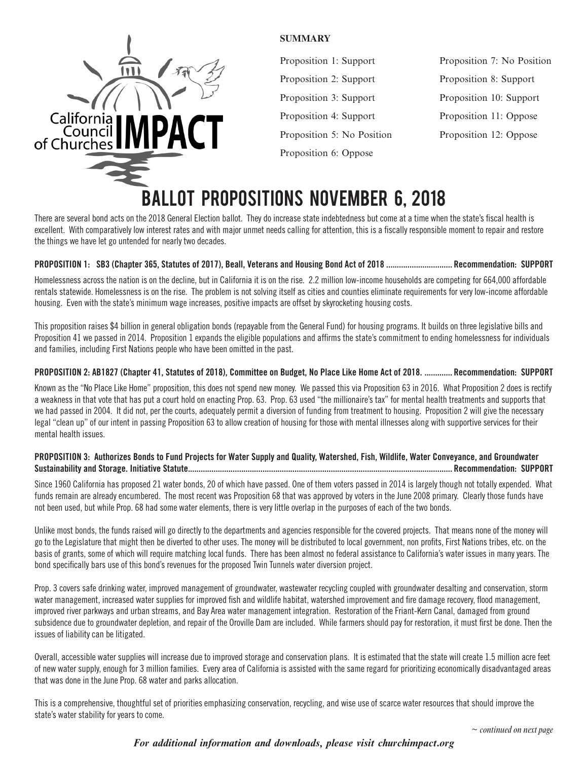California Council of Churches IMPACT

**SUMMARY**

Proposition 1: Support
Proposition 2: Support
Proposition 3: Support
Proposition 4: Support
Proposition 5: No Position
Proposition 6: Oppose
Proposition 7: No Position
Proposition 8: Support
Proposition 10: Support
Proposition 11: Oppose
Proposition 12: Oppose

# BALLOT PROPOSITIONS NOVEMBER 6, 2018

There are several bond acts on the 2018 General Election ballot. They do increase state indebtedness but come at a time when the state's fiscal health is excellent. With comparatively low interest rates and with major unmet needs calling for attention, this is a fiscally responsible moment to repair and restore the things we have let go untended for nearly two decades.

**PROPOSITION 1: SB3 (Chapter 365, Statutes of 2017), Beall, Veterans and Housing Bond Act of 2018 ............................... Recommendation: SUPPORT**

Homelessness across the nation is on the decline, but in California it is on the rise. 2.2 million low-income households are competing for 664,000 affordable rentals statewide. Homelessness is on the rise. The problem is not solving itself as cities and counties eliminate requirements for very low-income affordable housing. Even with the state's minimum wage increases, positive impacts are offset by skyrocketing housing costs.

This proposition raises $4 billion in general obligation bonds (repayable from the General Fund) for housing programs. It builds on three legislative bills and Proposition 41 we passed in 2014. Proposition 1 expands the eligible populations and affirms the state's commitment to ending homelessness for individuals and families, including First Nations people who have been omitted in the past.

**PROPOSITION 2: AB1827 (Chapter 41, Statutes of 2018), Committee on Budget, No Place Like Home Act of 2018. ............. Recommendation: SUPPORT**

Known as the "No Place Like Home" proposition, this does not spend new money. We passed this via Proposition 63 in 2016. What Proposition 2 does is rectify a weakness in that vote that has put a court hold on enacting Prop. 63. Prop. 63 used "the millionaire's tax" for mental health treatments and supports that we had passed in 2004. It did not, per the courts, adequately permit a diversion of funding from treatment to housing. Proposition 2 will give the necessary legal "clean up" of our intent in passing Proposition 63 to allow creation of housing for those with mental illnesses along with supportive services for their mental health issues.

**PROPOSITION 3: Authorizes Bonds to Fund Projects for Water Supply and Quality, Watershed, Fish, Wildlife, Water Conveyance, and Groundwater Sustainability and Storage. Initiative Statute.......................................................................................................................... Recommendation: SUPPORT**

Since 1960 California has proposed 21 water bonds, 20 of which have passed. One of them voters passed in 2014 is largely though not totally expended. What funds remain are already encumbered. The most recent was Proposition 68 that was approved by voters in the June 2008 primary. Clearly those funds have not been used, but while Prop. 68 had some water elements, there is very little overlap in the purposes of each of the two bonds.

Unlike most bonds, the funds raised will go directly to the departments and agencies responsible for the covered projects. That means none of the money will go to the Legislature that might then be diverted to other uses. The money will be distributed to local government, non profits, First Nations tribes, etc. on the basis of grants, some of which will require matching local funds. There has been almost no federal assistance to California's water issues in many years. The bond specifically bars use of this bond's revenues for the proposed Twin Tunnels water diversion project.

Prop. 3 covers safe drinking water, improved management of groundwater, wastewater recycling coupled with groundwater desalting and conservation, storm water management, increased water supplies for improved fish and wildlife habitat, watershed improvement and fire damage recovery, flood management, improved river parkways and urban streams, and Bay Area water management integration. Restoration of the Friant-Kern Canal, damaged from ground subsidence due to groundwater depletion, and repair of the Oroville Dam are included. While farmers should pay for restoration, it must first be done. Then the issues of liability can be litigated.

Overall, accessible water supplies will increase due to improved storage and conservation plans. It is estimated that the state will create 1.5 million acre feet of new water supply, enough for 3 million families. Every area of California is assisted with the same regard for prioritizing economically disadvantaged areas that was done in the June Prop. 68 water and parks allocation.

This is a comprehensive, thoughtful set of priorities emphasizing conservation, recycling, and wise use of scarce water resources that should improve the state's water stability for years to come.

*~ continued on next page*

***For additional information and downloads, please visit churchimpact.org***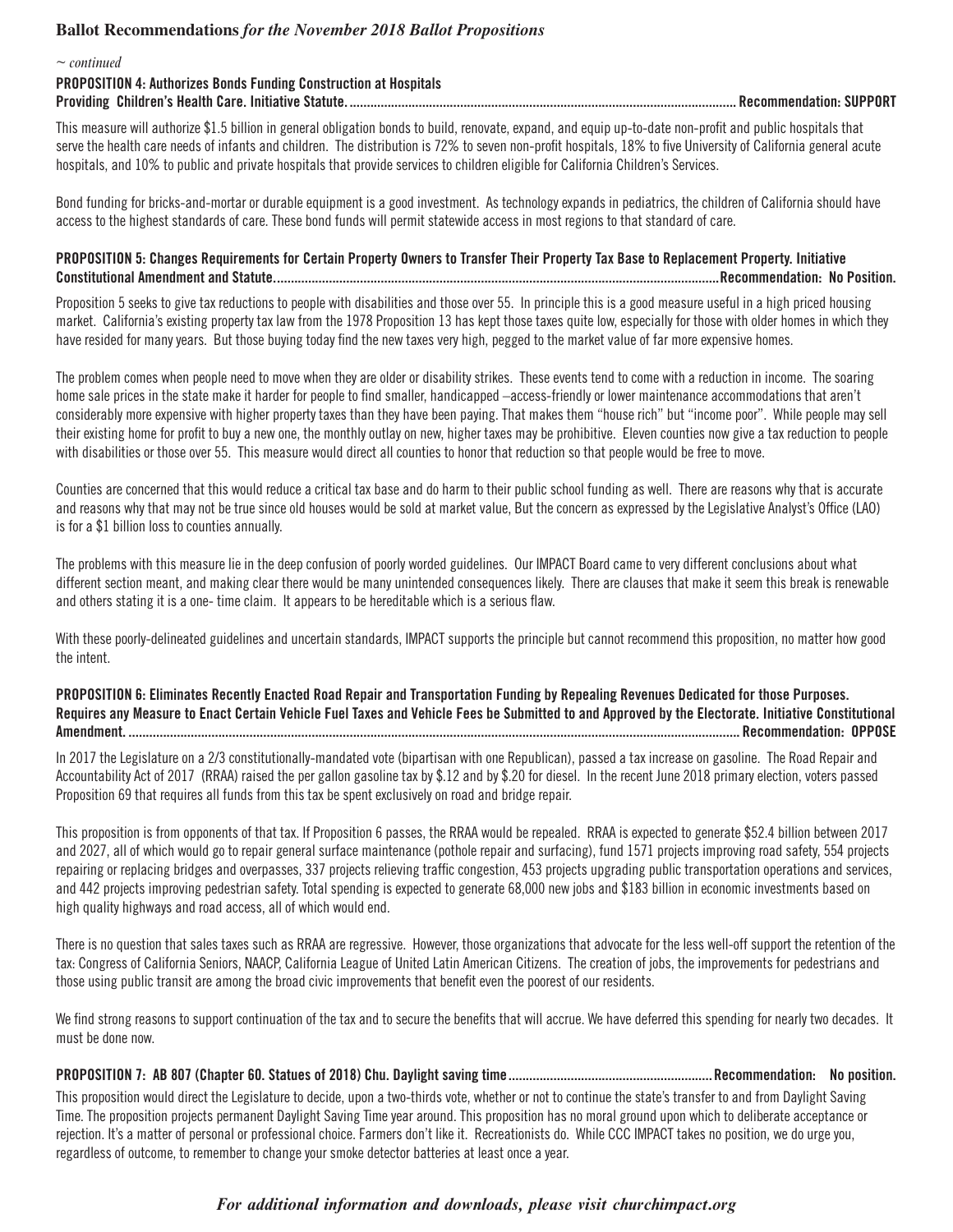## Ballot Recommendations *for the November 2018 Ballot Propositions*

*~ continued*

**PROPOSITION 4: Authorizes Bonds Funding Construction at Hospitals Providing Children's Health Care. Initiative Statute. .............................................................................................................. Recommendation: SUPPORT**

This measure will authorize $1.5 billion in general obligation bonds to build, renovate, expand, and equip up-to-date non-profit and public hospitals that serve the health care needs of infants and children. The distribution is 72% to seven non-profit hospitals, 18% to five University of California general acute hospitals, and 10% to public and private hospitals that provide services to children eligible for California Children's Services.

Bond funding for bricks-and-mortar or durable equipment is a good investment. As technology expands in pediatrics, the children of California should have access to the highest standards of care. These bond funds will permit statewide access in most regions to that standard of care.

**PROPOSITION 5: Changes Requirements for Certain Property Owners to Transfer Their Property Tax Base to Replacement Property. Initiative Constitutional Amendment and Statute................................................................................................................................Recommendation: No Position.**

Proposition 5 seeks to give tax reductions to people with disabilities and those over 55. In principle this is a good measure useful in a high priced housing market. California's existing property tax law from the 1978 Proposition 13 has kept those taxes quite low, especially for those with older homes in which they have resided for many years. But those buying today find the new taxes very high, pegged to the market value of far more expensive homes.

The problem comes when people need to move when they are older or disability strikes. These events tend to come with a reduction in income. The soaring home sale prices in the state make it harder for people to find smaller, handicapped –access-friendly or lower maintenance accommodations that aren't considerably more expensive with higher property taxes than they have been paying. That makes them "house rich" but "income poor". While people may sell their existing home for profit to buy a new one, the monthly outlay on new, higher taxes may be prohibitive. Eleven counties now give a tax reduction to people with disabilities or those over 55. This measure would direct all counties to honor that reduction so that people would be free to move.

Counties are concerned that this would reduce a critical tax base and do harm to their public school funding as well. There are reasons why that is accurate and reasons why that may not be true since old houses would be sold at market value, But the concern as expressed by the Legislative Analyst's Office (LAO) is for a $1 billion loss to counties annually.

The problems with this measure lie in the deep confusion of poorly worded guidelines. Our IMPACT Board came to very different conclusions about what different section meant, and making clear there would be many unintended consequences likely. There are clauses that make it seem this break is renewable and others stating it is a one- time claim. It appears to be hereditable which is a serious flaw.

With these poorly-delineated guidelines and uncertain standards, IMPACT supports the principle but cannot recommend this proposition, no matter how good the intent.

**PROPOSITION 6: Eliminates Recently Enacted Road Repair and Transportation Funding by Repealing Revenues Dedicated for those Purposes. Requires any Measure to Enact Certain Vehicle Fuel Taxes and Vehicle Fees be Submitted to and Approved by the Electorate. Initiative Constitutional Amendment. ............................................................................................................................................................... Recommendation: OPPOSE**

In 2017 the Legislature on a 2/3 constitutionally-mandated vote (bipartisan with one Republican), passed a tax increase on gasoline. The Road Repair and Accountability Act of 2017 (RRAA) raised the per gallon gasoline tax by $.12 and by $.20 for diesel. In the recent June 2018 primary election, voters passed Proposition 69 that requires all funds from this tax be spent exclusively on road and bridge repair.

This proposition is from opponents of that tax. If Proposition 6 passes, the RRAA would be repealed. RRAA is expected to generate $52.4 billion between 2017 and 2027, all of which would go to repair general surface maintenance (pothole repair and surfacing), fund 1571 projects improving road safety, 554 projects repairing or replacing bridges and overpasses, 337 projects relieving traffic congestion, 453 projects upgrading public transportation operations and services, and 442 projects improving pedestrian safety. Total spending is expected to generate 68,000 new jobs and $183 billion in economic investments based on high quality highways and road access, all of which would end.

There is no question that sales taxes such as RRAA are regressive. However, those organizations that advocate for the less well-off support the retention of the tax: Congress of California Seniors, NAACP, California League of United Latin American Citizens. The creation of jobs, the improvements for pedestrians and those using public transit are among the broad civic improvements that benefit even the poorest of our residents.

We find strong reasons to support continuation of the tax and to secure the benefits that will accrue. We have deferred this spending for nearly two decades. It must be done now.

**PROPOSITION 7: AB 807 (Chapter 60. Statues of 2018) Chu. Daylight saving time..........................................................Recommendation: No position.**

This proposition would direct the Legislature to decide, upon a two-thirds vote, whether or not to continue the state's transfer to and from Daylight Saving Time. The proposition projects permanent Daylight Saving Time year around. This proposition has no moral ground upon which to deliberate acceptance or rejection. It's a matter of personal or professional choice. Farmers don't like it. Recreationists do. While CCC IMPACT takes no position, we do urge you, regardless of outcome, to remember to change your smoke detector batteries at least once a year.

***For additional information and downloads, please visit churchimpact.org***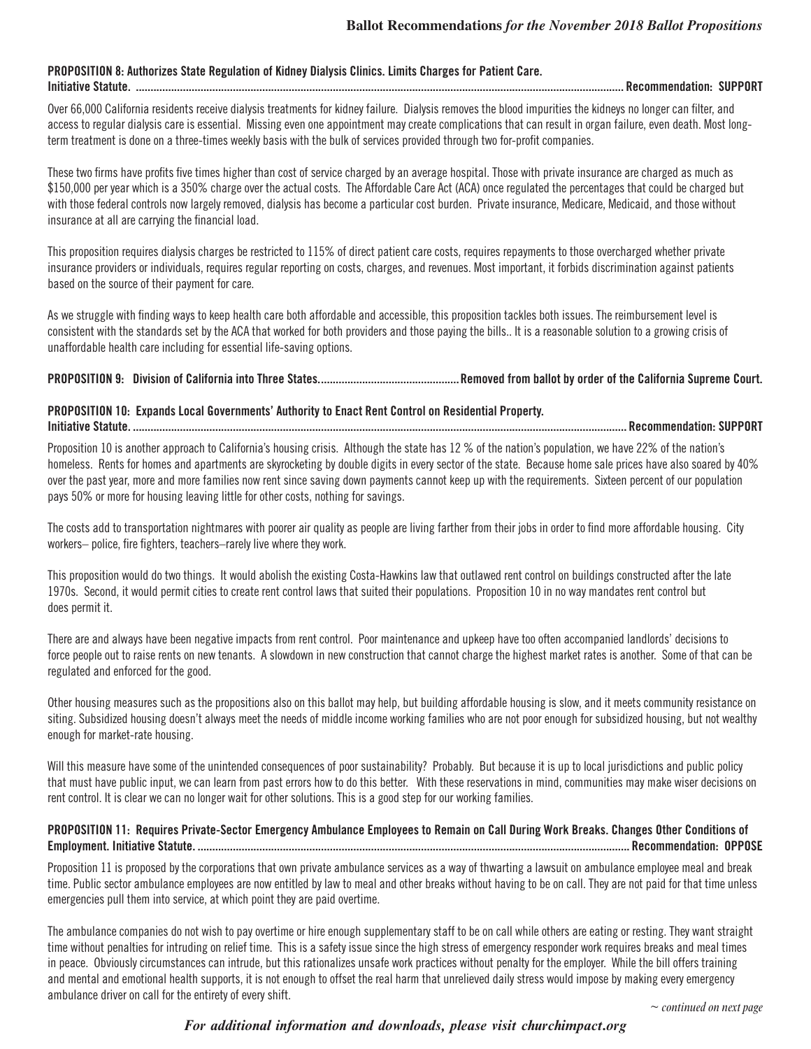**PROPOSITION 8: Authorizes State Regulation of Kidney Dialysis Clinics. Limits Charges for Patient Care.**
**Initiative Statute. .................................................................................................................................................................. Recommendation: SUPPORT**

Over 66,000 California residents receive dialysis treatments for kidney failure. Dialysis removes the blood impurities the kidneys no longer can filter, and access to regular dialysis care is essential. Missing even one appointment may create complications that can result in organ failure, even death. Most long-term treatment is done on a three-times weekly basis with the bulk of services provided through two for-profit companies.

These two firms have profits five times higher than cost of service charged by an average hospital. Those with private insurance are charged as much as $150,000 per year which is a 350% charge over the actual costs. The Affordable Care Act (ACA) once regulated the percentages that could be charged but with those federal controls now largely removed, dialysis has become a particular cost burden. Private insurance, Medicare, Medicaid, and those without insurance at all are carrying the financial load.

This proposition requires dialysis charges be restricted to 115% of direct patient care costs, requires repayments to those overcharged whether private insurance providers or individuals, requires regular reporting on costs, charges, and revenues. Most important, it forbids discrimination against patients based on the source of their payment for care.

As we struggle with finding ways to keep health care both affordable and accessible, this proposition tackles both issues. The reimbursement level is consistent with the standards set by the ACA that worked for both providers and those paying the bills.. It is a reasonable solution to a growing crisis of unaffordable health care including for essential life-saving options.

**PROPOSITION 9: Division of California into Three States. ................................................ Removed from ballot by order of the California Supreme Court.**

**PROPOSITION 10: Expands Local Governments' Authority to Enact Rent Control on Residential Property.**
**Initiative Statute. ..................................................................................................................................................................... Recommendation: SUPPORT**

Proposition 10 is another approach to California's housing crisis. Although the state has 12 % of the nation's population, we have 22% of the nation's homeless. Rents for homes and apartments are skyrocketing by double digits in every sector of the state. Because home sale prices have also soared by 40% over the past year, more and more families now rent since saving down payments cannot keep up with the requirements. Sixteen percent of our population pays 50% or more for housing leaving little for other costs, nothing for savings.

The costs add to transportation nightmares with poorer air quality as people are living farther from their jobs in order to find more affordable housing. City workers– police, fire fighters, teachers–rarely live where they work.

This proposition would do two things. It would abolish the existing Costa-Hawkins law that outlawed rent control on buildings constructed after the late 1970s. Second, it would permit cities to create rent control laws that suited their populations. Proposition 10 in no way mandates rent control but does permit it.

There are and always have been negative impacts from rent control. Poor maintenance and upkeep have too often accompanied landlords' decisions to force people out to raise rents on new tenants. A slowdown in new construction that cannot charge the highest market rates is another. Some of that can be regulated and enforced for the good.

Other housing measures such as the propositions also on this ballot may help, but building affordable housing is slow, and it meets community resistance on siting. Subsidized housing doesn't always meet the needs of middle income working families who are not poor enough for subsidized housing, but not wealthy enough for market-rate housing.

Will this measure have some of the unintended consequences of poor sustainability? Probably. But because it is up to local jurisdictions and public policy that must have public input, we can learn from past errors how to do this better. With these reservations in mind, communities may make wiser decisions on rent control. It is clear we can no longer wait for other solutions. This is a good step for our working families.

**PROPOSITION 11: Requires Private-Sector Emergency Ambulance Employees to Remain on Call During Work Breaks. Changes Other Conditions of Employment. Initiative Statute. .................................................................................................................................................. Recommendation: OPPOSE**

Proposition 11 is proposed by the corporations that own private ambulance services as a way of thwarting a lawsuit on ambulance employee meal and break time. Public sector ambulance employees are now entitled by law to meal and other breaks without having to be on call. They are not paid for that time unless emergencies pull them into service, at which point they are paid overtime.

The ambulance companies do not wish to pay overtime or hire enough supplementary staff to be on call while others are eating or resting. They want straight time without penalties for intruding on relief time. This is a safety issue since the high stress of emergency responder work requires breaks and meal times in peace. Obviously circumstances can intrude, but this rationalizes unsafe work practices without penalty for the employer. While the bill offers training and mental and emotional health supports, it is not enough to offset the real harm that unrelieved daily stress would impose by making every emergency ambulance driver on call for the entirety of every shift.

*~ continued on next page*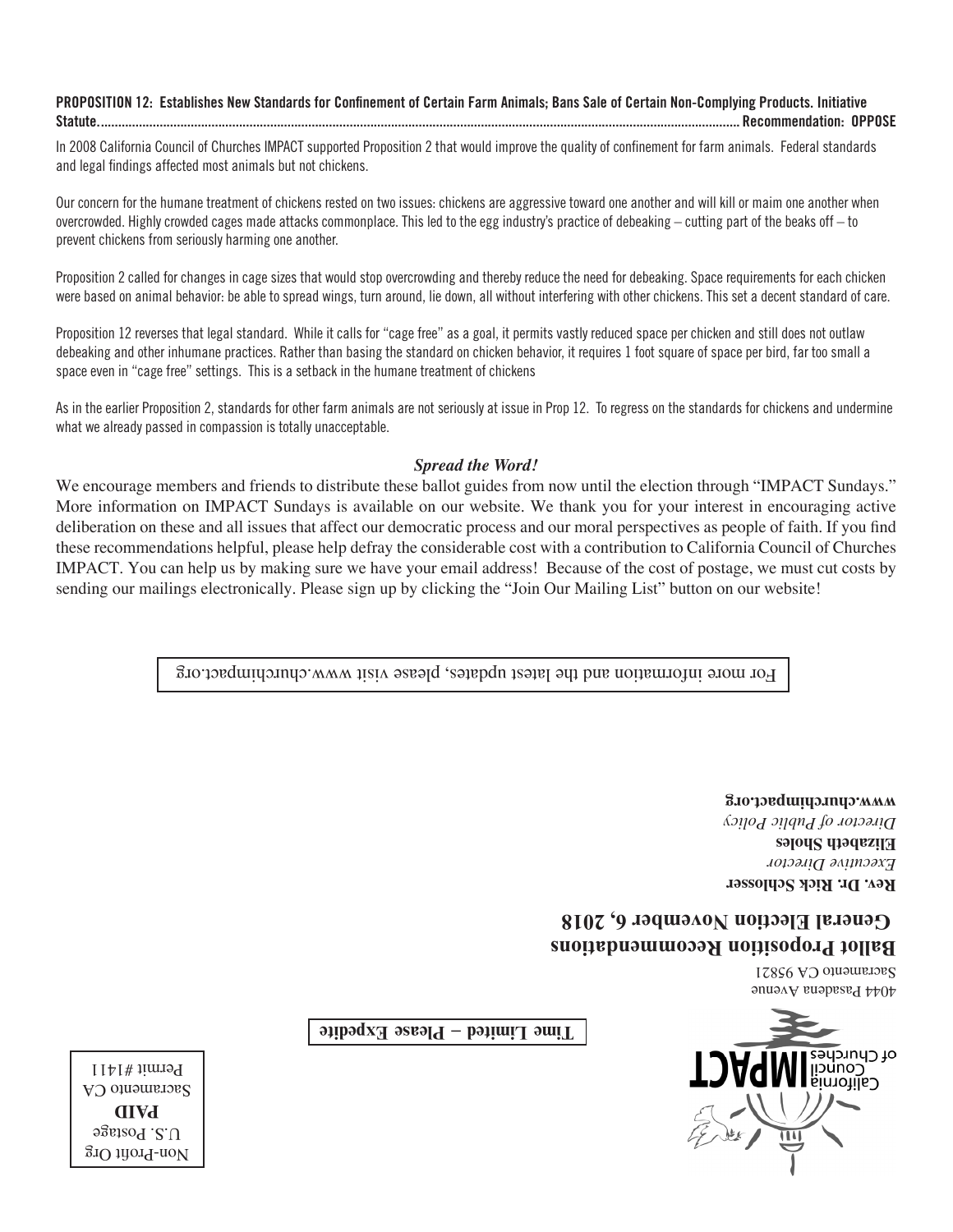**PROPOSITION 12: Establishes New Standards for Confinement of Certain Farm Animals; Bans Sale of Certain Non-Complying Products. Initiative Statute.......................................................................................................................................................................... Recommendation: OPPOSE**

In 2008 California Council of Churches IMPACT supported Proposition 2 that would improve the quality of confinement for farm animals. Federal standards and legal findings affected most animals but not chickens.

Our concern for the humane treatment of chickens rested on two issues: chickens are aggressive toward one another and will kill or maim one another when overcrowded. Highly crowded cages made attacks commonplace. This led to the egg industry's practice of debeaking – cutting part of the beaks off – to prevent chickens from seriously harming one another.

Proposition 2 called for changes in cage sizes that would stop overcrowding and thereby reduce the need for debeaking. Space requirements for each chicken were based on animal behavior: be able to spread wings, turn around, lie down, all without interfering with other chickens. This set a decent standard of care.

Proposition 12 reverses that legal standard. While it calls for "cage free" as a goal, it permits vastly reduced space per chicken and still does not outlaw debeaking and other inhumane practices. Rather than basing the standard on chicken behavior, it requires 1 foot square of space per bird, far too small a space even in "cage free" settings. This is a setback in the humane treatment of chickens

As in the earlier Proposition 2, standards for other farm animals are not seriously at issue in Prop 12. To regress on the standards for chickens and undermine what we already passed in compassion is totally unacceptable.

***Spread the Word!***

We encourage members and friends to distribute these ballot guides from now until the election through "IMPACT Sundays." More information on IMPACT Sundays is available on our website. We thank you for your interest in encouraging active deliberation on these and all issues that affect our democratic process and our moral perspectives as people of faith. If you find these recommendations helpful, please help defray the considerable cost with a contribution to California Council of Churches IMPACT. You can help us by making sure we have your email address! Because of the cost of postage, we must cut costs by sending our mailings electronically. Please sign up by clicking the "Join Our Mailing List" button on our website!

For more information and the latest updates, please visit www.churchimpact.org

California Council of Churches IMPACT

4044 Pasadena Avenue
Sacramento CA 95821

**Ballot Proposition Recommendations**
**General Election November 6, 2018**

**Rev. Dr. Rick Schlosser**
*Executive Director*

**Elizabeth Sholes**
*Director of Public Policy*

**www.churchimpact.org**

**Time Limited – Please Expedite**

Non-Profit Org
U.S. Postage
**PAID**
Sacramento CA
Permit #1411